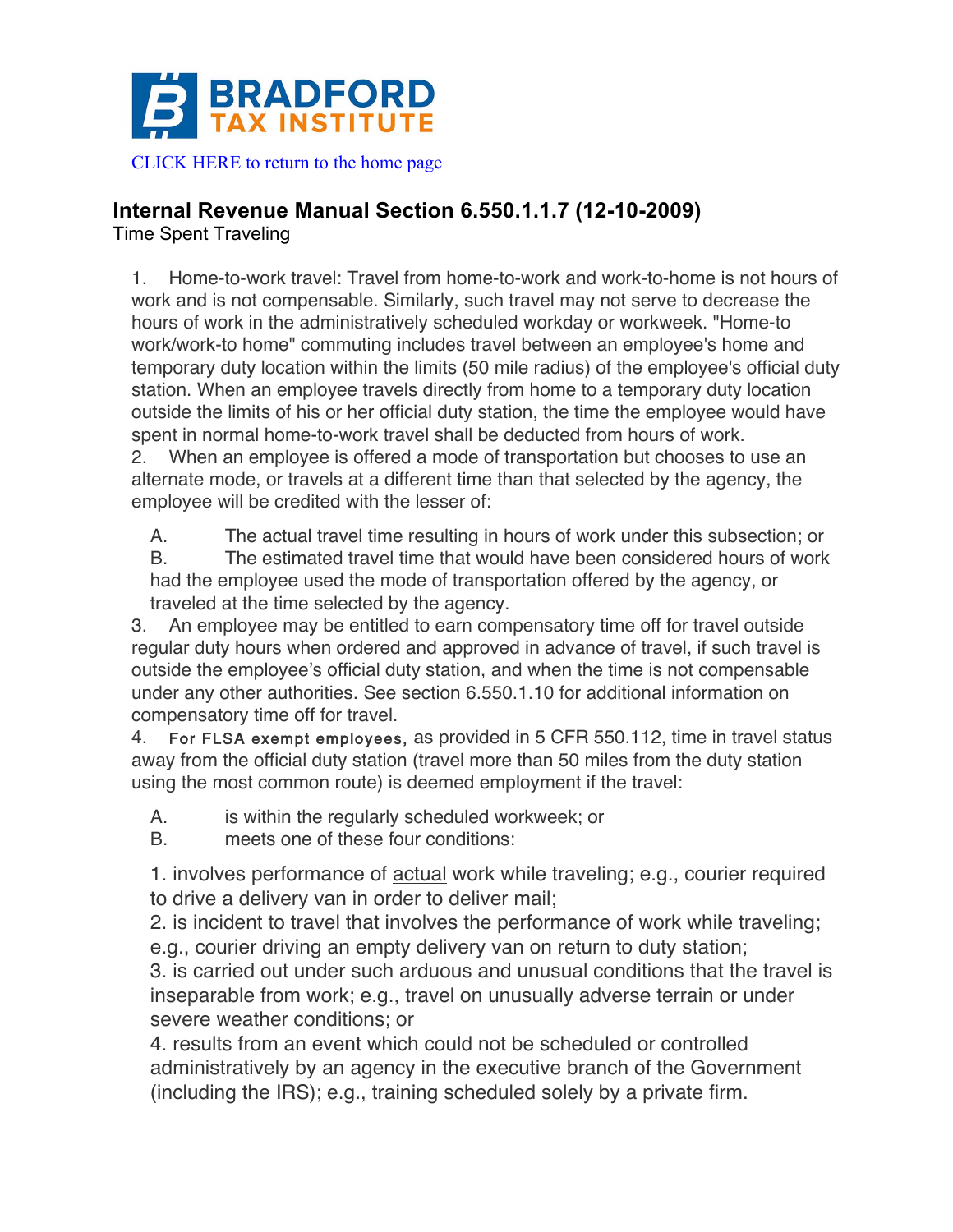**BRADFORD TAX INSTITUTE**

CLICK HERE to return to the home page

## Internal Revenue Manual Section 6.550.1.1.7 (12-10-2009)

Time Spent Traveling

1. Home-to-work travel: Travel from home-to-work and work-to-home is not hours of work and is not compensable. Similarly, such travel may not serve to decrease the hours of work in the administratively scheduled workday or workweek. "Home-to work/work-to home" commuting includes travel between an employee's home and temporary duty location within the limits (50 mile radius) of the employee's official duty station. When an employee travels directly from home to a temporary duty location outside the limits of his or her official duty station, the time the employee would have spent in normal home-to-work travel shall be deducted from hours of work.
2. When an employee is offered a mode of transportation but chooses to use an alternate mode, or travels at a different time than that selected by the agency, the employee will be credited with the lesser of:

   A. The actual travel time resulting in hours of work under this subsection; or
   B. The estimated travel time that would have been considered hours of work had the employee used the mode of transportation offered by the agency, or traveled at the time selected by the agency.
3. An employee may be entitled to earn compensatory time off for travel outside regular duty hours when ordered and approved in advance of travel, if such travel is outside the employee's official duty station, and when the time is not compensable under any other authorities. See section 6.550.1.10 for additional information on compensatory time off for travel.
4. For FLSA exempt employees, as provided in 5 CFR 550.112, time in travel status away from the official duty station (travel more than 50 miles from the duty station using the most common route) is deemed employment if the travel:

   A. is within the regularly scheduled workweek; or
   B. meets one of these four conditions:

   1. involves performance of actual work while traveling; e.g., courier required to drive a delivery van in order to deliver mail;
   2. is incident to travel that involves the performance of work while traveling; e.g., courier driving an empty delivery van on return to duty station;
   3. is carried out under such arduous and unusual conditions that the travel is inseparable from work; e.g., travel on unusually adverse terrain or under severe weather conditions; or
   4. results from an event which could not be scheduled or controlled administratively by an agency in the executive branch of the Government (including the IRS); e.g., training scheduled solely by a private firm.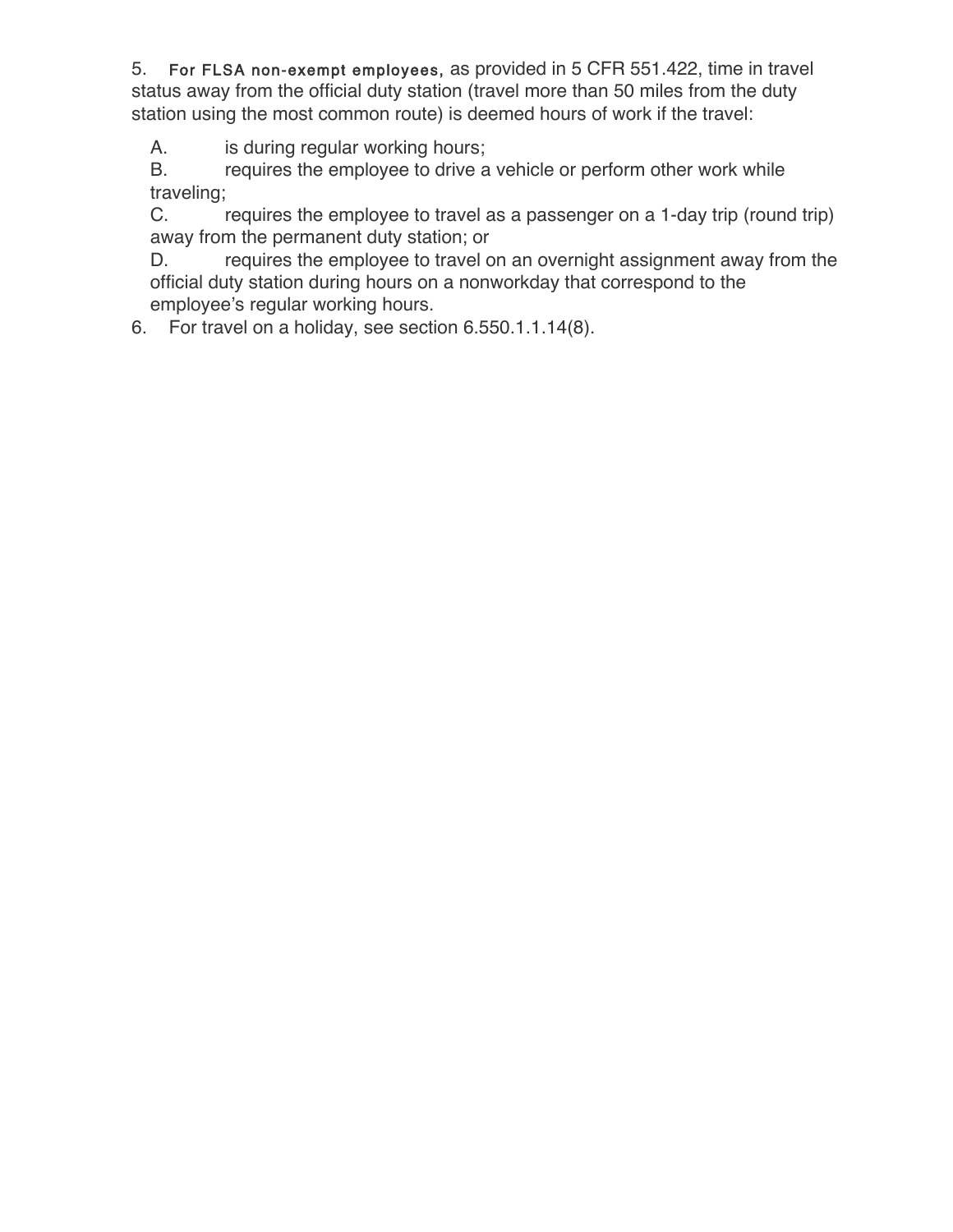5. For FLSA non-exempt employees, as provided in 5 CFR 551.422, time in travel status away from the official duty station (travel more than 50 miles from the duty station using the most common route) is deemed hours of work if the travel:

   A. is during regular working hours;
   B. requires the employee to drive a vehicle or perform other work while traveling;
   C. requires the employee to travel as a passenger on a 1-day trip (round trip) away from the permanent duty station; or
   D. requires the employee to travel on an overnight assignment away from the official duty station during hours on a nonworkday that correspond to the employee's regular working hours.

6. For travel on a holiday, see section 6.550.1.1.14(8).